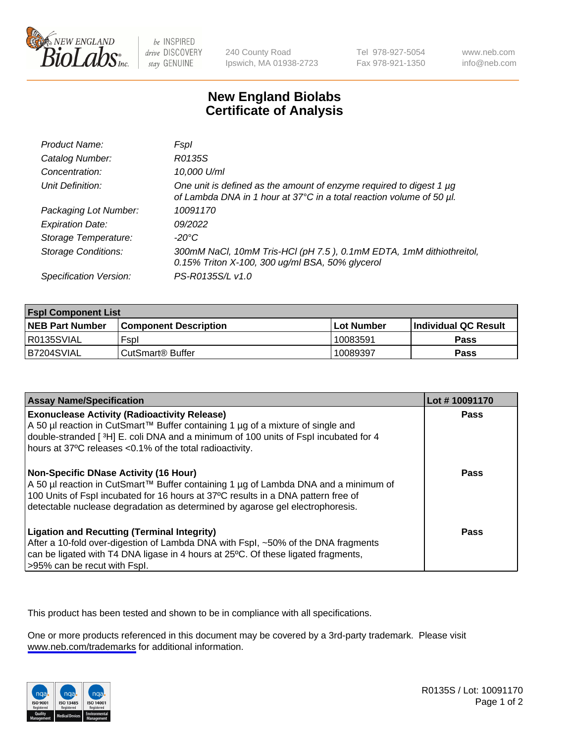# New England Biolabs Certificate of Analysis

| | |
|---|---|
| *Product Name:* | *FspI* |
| *Catalog Number:* | *R0135S* |
| *Concentration:* | *10,000 U/ml* |
| *Unit Definition:* | *One unit is defined as the amount of enzyme required to digest 1 µg of Lambda DNA in 1 hour at 37°C in a total reaction volume of 50 µl.* |
| *Packaging Lot Number:* | *10091170* |
| *Expiration Date:* | *09/2022* |
| *Storage Temperature:* | *-20°C* |
| *Storage Conditions:* | *300mM NaCl, 10mM Tris-HCl (pH 7.5 ), 0.1mM EDTA, 1mM dithiothreitol, 0.15% Triton X-100, 300 ug/ml BSA, 50% glycerol* |
| *Specification Version:* | *PS-R0135S/L v1.0* |

| **FspI Component List** | | | |
|---|---|---|---|
| **NEB Part Number** | **Component Description** | **Lot Number** | **Individual QC Result** |
| R0135SVIAL | FspI | 10083591 | **Pass** |
| B7204SVIAL | CutSmart® Buffer | 10089397 | **Pass** |

| **Assay Name/Specification** | **Lot # 10091170** |
|---|---|
| **Exonuclease Activity (Radioactivity Release)** A 50 µl reaction in CutSmart™ Buffer containing 1 µg of a mixture of single and double-stranded [ $^3$H] E. coli DNA and a minimum of 100 units of FspI incubated for 4 hours at 37ºC releases <0.1% of the total radioactivity. | **Pass** |
| **Non-Specific DNase Activity (16 Hour)** A 50 µl reaction in CutSmart™ Buffer containing 1 µg of Lambda DNA and a minimum of 100 Units of FspI incubated for 16 hours at 37ºC results in a DNA pattern free of detectable nuclease degradation as determined by agarose gel electrophoresis. | **Pass** |
| **Ligation and Recutting (Terminal Integrity)** After a 10-fold over-digestion of Lambda DNA with FspI, ~50% of the DNA fragments can be ligated with T4 DNA ligase in 4 hours at 25ºC. Of these ligated fragments, >95% can be recut with FspI. | **Pass** |

This product has been tested and shown to be in compliance with all specifications.

One or more products referenced in this document may be covered by a 3rd-party trademark. Please visit www.neb.com/trademarks for additional information.

R0135S / Lot: 10091170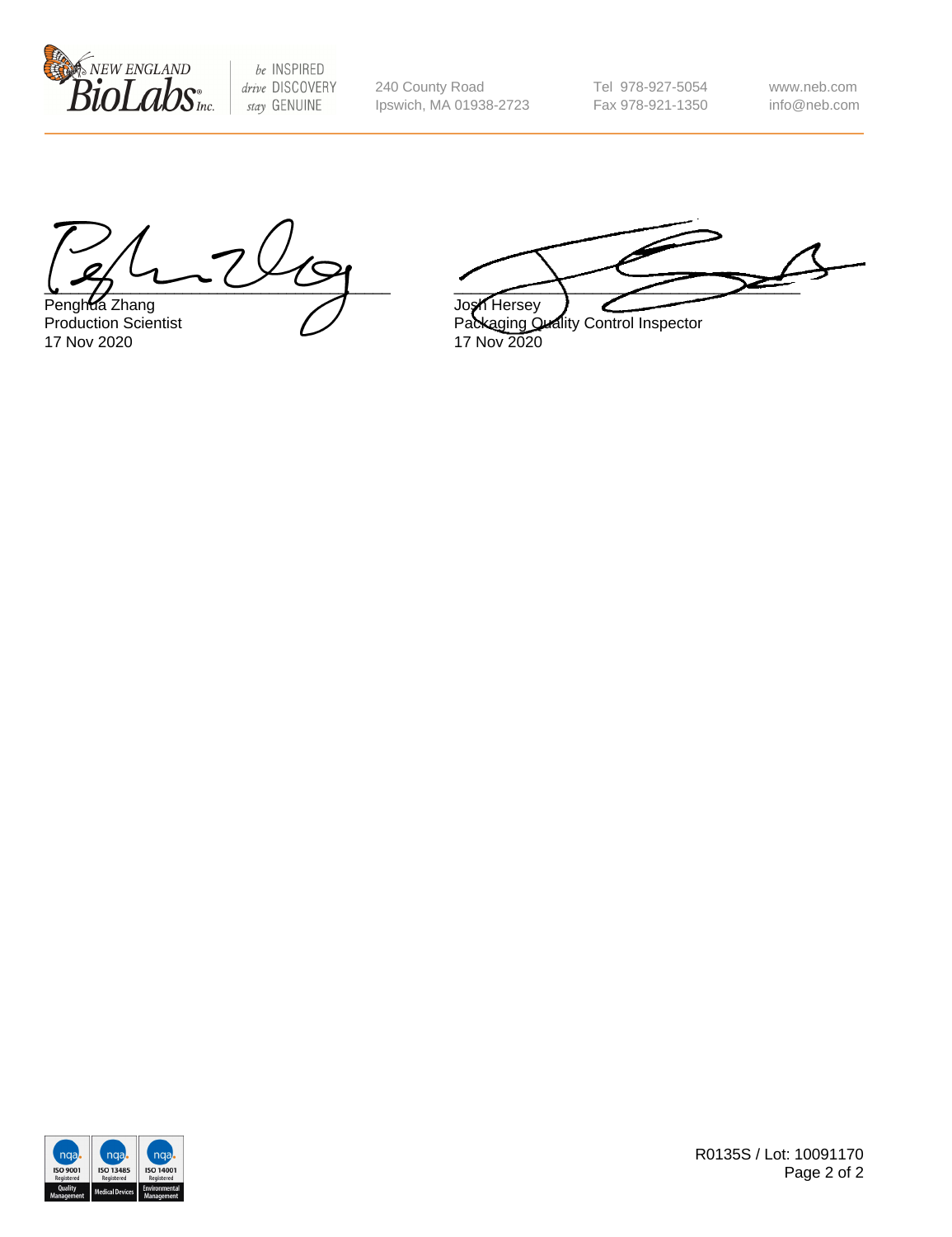NEW ENGLAND BioLabs Inc.

be INSPIRED drive DISCOVERY stay GENUINE

240 County Road
Ipswich, MA 01938-2723

Tel 978-927-5054
Fax 978-921-1350

www.neb.com
info@neb.com

Penghua Zhang
Production Scientist
17 Nov 2020

Josh Hersey
Packaging Quality Control Inspector
17 Nov 2020

R0135S / Lot: 10091170